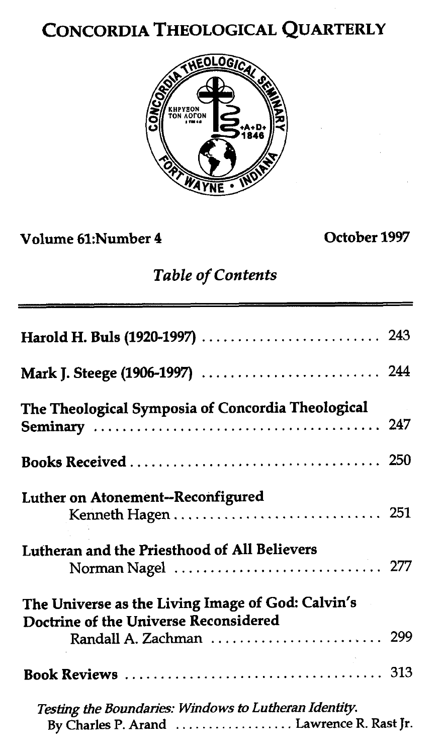# CONCORDIA THEOLOGICAL QUARTERLY

**Volume 61:Number 4** **October 1997**

## *Table of Contents*

| | |
|---|---|
| **Harold H. Buls (1920-1997)** | 243 |
| **Mark J. Steege (1906-1997)** | 244 |
| **The Theological Symposia of Concordia Theological Seminary** | 247 |
| **Books Received** | 250 |
| **Luther on Atonement--Reconfigured** Kenneth Hagen | 251 |
| **Lutheran and the Priesthood of All Believers** Norman Nagel | 277 |
| **The Universe as the Living Image of God: Calvin's Doctrine of the Universe Reconsidered** Randall A. Zachman | 299 |
| **Book Reviews** | 313 |

*Testing the Boundaries: Windows to Lutheran Identity.* By Charles P. Arand ................. Lawrence R. Rast Jr.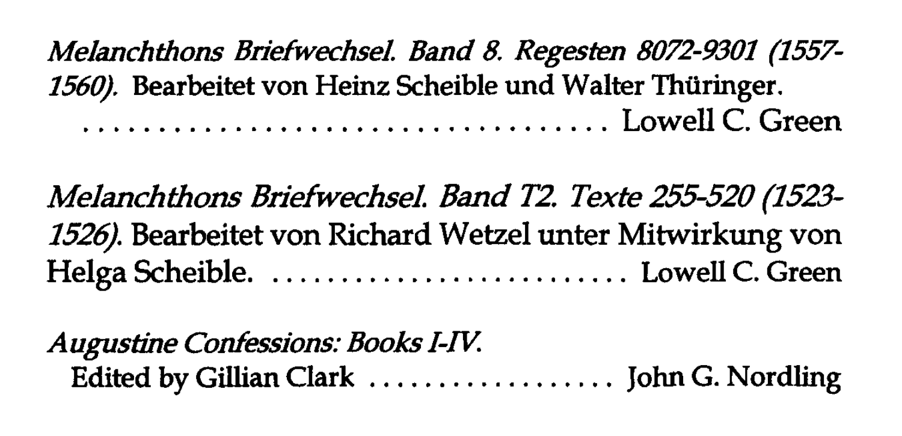*Melanchthons Briefwechsel. Band 8. Regesten 8072-9301 (1557-1560).* Bearbeitet von Heinz Scheible und Walter Thüringer. .................................... Lowell C. Green

*Melanchthons Briefwechsel. Band T2. Texte 255-520 (1523-1526).* Bearbeitet von Richard Wetzel unter Mitwirkung von Helga Scheible. .......................... Lowell C. Green

*Augustine Confessions: Books I-IV.*
Edited by Gillian Clark .................... John G. Nordling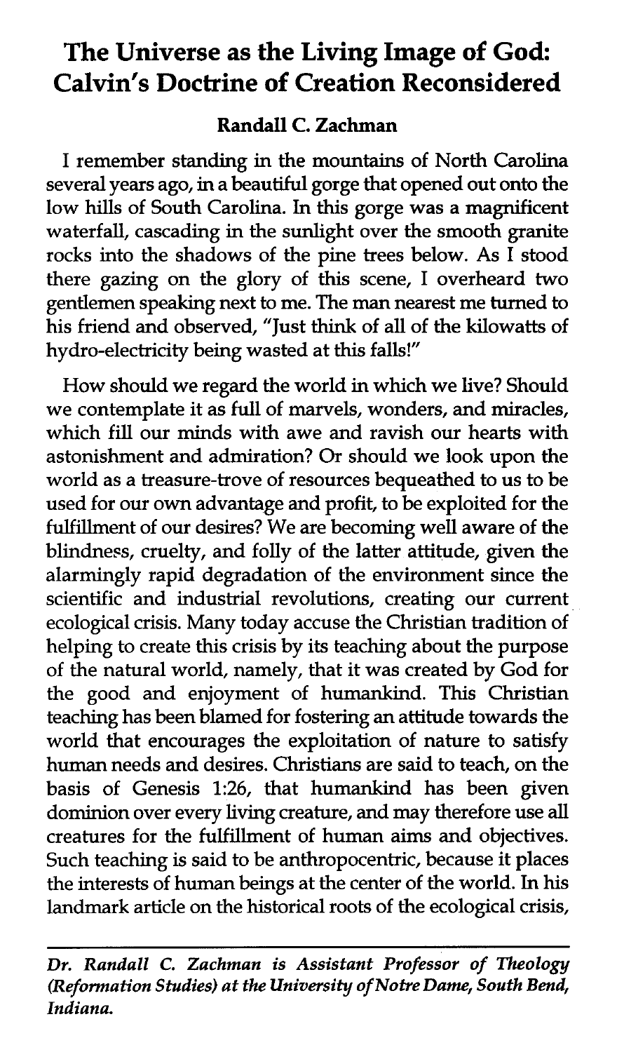# The Universe as the Living Image of God: Calvin's Doctrine of Creation Reconsidered

**Randall C. Zachman**

I remember standing in the mountains of North Carolina several years ago, in a beautiful gorge that opened out onto the low hills of South Carolina. In this gorge was a magnificent waterfall, cascading in the sunlight over the smooth granite rocks into the shadows of the pine trees below. As I stood there gazing on the glory of this scene, I overheard two gentlemen speaking next to me. The man nearest me turned to his friend and observed, "Just think of all of the kilowatts of hydro-electricity being wasted at this falls!"

How should we regard the world in which we live? Should we contemplate it as full of marvels, wonders, and miracles, which fill our minds with awe and ravish our hearts with astonishment and admiration? Or should we look upon the world as a treasure-trove of resources bequeathed to us to be used for our own advantage and profit, to be exploited for the fulfillment of our desires? We are becoming well aware of the blindness, cruelty, and folly of the latter attitude, given the alarmingly rapid degradation of the environment since the scientific and industrial revolutions, creating our current ecological crisis. Many today accuse the Christian tradition of helping to create this crisis by its teaching about the purpose of the natural world, namely, that it was created by God for the good and enjoyment of humankind. This Christian teaching has been blamed for fostering an attitude towards the world that encourages the exploitation of nature to satisfy human needs and desires. Christians are said to teach, on the basis of Genesis 1:26, that humankind has been given dominion over every living creature, and may therefore use all creatures for the fulfillment of human aims and objectives. Such teaching is said to be anthropocentric, because it places the interests of human beings at the center of the world. In his landmark article on the historical roots of the ecological crisis,

---

*Dr. Randall C. Zachman is Assistant Professor of Theology (Reformation Studies) at the University of Notre Dame, South Bend, Indiana.*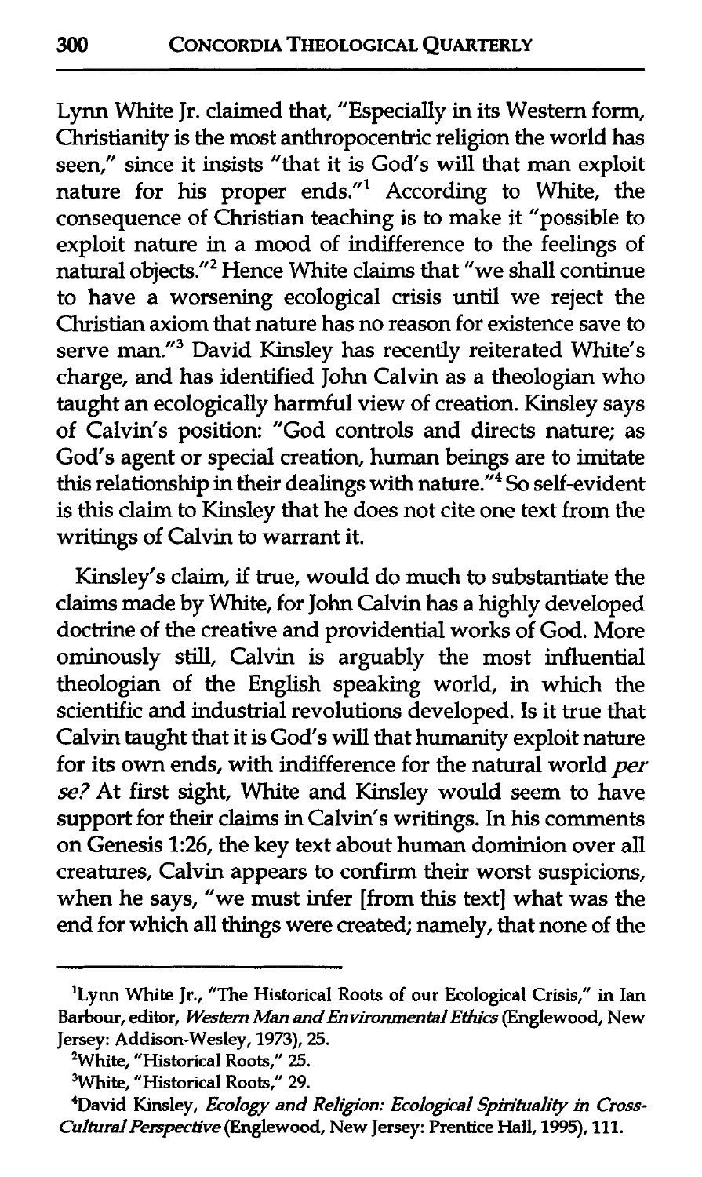Lynn White Jr. claimed that, "Especially in its Western form, Christianity is the most anthropocentric religion the world has seen," since it insists "that it is God's will that man exploit nature for his proper ends."[1] According to White, the consequence of Christian teaching is to make it "possible to exploit nature in a mood of indifference to the feelings of natural objects."[2] Hence White claims that "we shall continue to have a worsening ecological crisis until we reject the Christian axiom that nature has no reason for existence save to serve man."[3] David Kinsley has recently reiterated White's charge, and has identified John Calvin as a theologian who taught an ecologically harmful view of creation. Kinsley says of Calvin's position: "God controls and directs nature; as God's agent or special creation, human beings are to imitate this relationship in their dealings with nature."[4] So self-evident is this claim to Kinsley that he does not cite one text from the writings of Calvin to warrant it.

Kinsley's claim, if true, would do much to substantiate the claims made by White, for John Calvin has a highly developed doctrine of the creative and providential works of God. More ominously still, Calvin is arguably the most influential theologian of the English speaking world, in which the scientific and industrial revolutions developed. Is it true that Calvin taught that it is God's will that humanity exploit nature for its own ends, with indifference for the natural world *per se?* At first sight, White and Kinsley would seem to have support for their claims in Calvin's writings. In his comments on Genesis 1:26, the key text about human dominion over all creatures, Calvin appears to confirm their worst suspicions, when he says, "we must infer [from this text] what was the end for which all things were created; namely, that none of the

---

[1]Lynn White Jr., "The Historical Roots of our Ecological Crisis," in Ian Barbour, editor, *Western Man and Environmental Ethics* (Englewood, New Jersey: Addison-Wesley, 1973), 25.

[2]White, "Historical Roots," 25.

[3]White, "Historical Roots," 29.

[4]David Kinsley, *Ecology and Religion: Ecological Spirituality in Cross-Cultural Perspective* (Englewood, New Jersey: Prentice Hall, 1995), 111.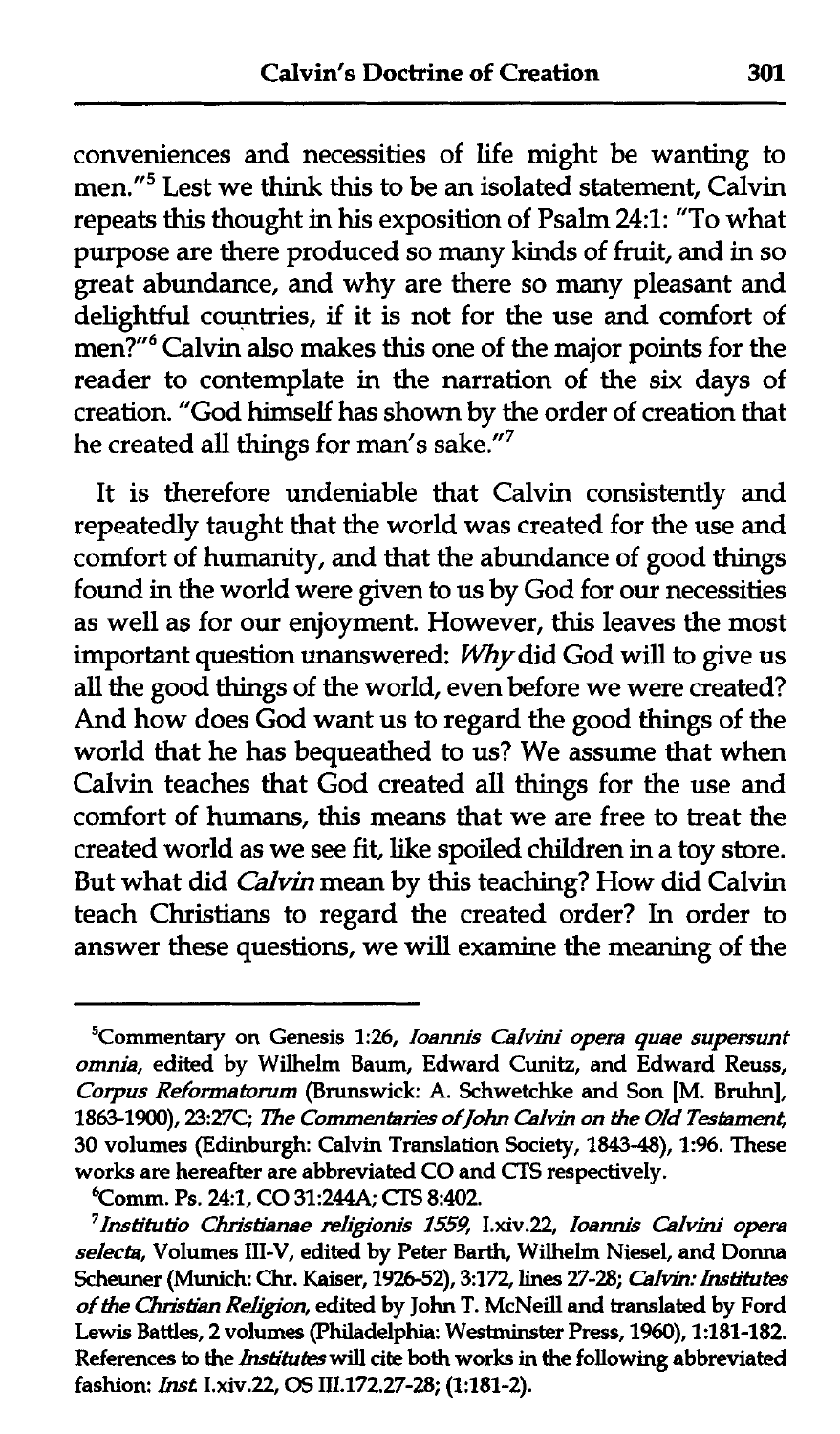conveniences and necessities of life might be wanting to men."[5] Lest we think this to be an isolated statement, Calvin repeats this thought in his exposition of Psalm 24:1: "To what purpose are there produced so many kinds of fruit, and in so great abundance, and why are there so many pleasant and delightful countries, if it is not for the use and comfort of men?"[6] Calvin also makes this one of the major points for the reader to contemplate in the narration of the six days of creation. "God himself has shown by the order of creation that he created all things for man's sake."[7]

It is therefore undeniable that Calvin consistently and repeatedly taught that the world was created for the use and comfort of humanity, and that the abundance of good things found in the world were given to us by God for our necessities as well as for our enjoyment. However, this leaves the most important question unanswered: *Why* did God will to give us all the good things of the world, even before we were created? And how does God want us to regard the good things of the world that he has bequeathed to us? We assume that when Calvin teaches that God created all things for the use and comfort of humans, this means that we are free to treat the created world as we see fit, like spoiled children in a toy store. But what did *Calvin* mean by this teaching? How did Calvin teach Christians to regard the created order? In order to answer these questions, we will examine the meaning of the

---

[5]Commentary on Genesis 1:26, *Ioannis Calvini opera quae supersunt omnia*, edited by Wilhelm Baum, Edward Cunitz, and Edward Reuss, *Corpus Reformatorum* (Brunswick: A. Schwetchke and Son [M. Bruhn], 1863-1900), 23:27C; *The Commentaries of John Calvin on the Old Testament*, 30 volumes (Edinburgh: Calvin Translation Society, 1843-48), 1:96. These works are hereafter are abbreviated CO and CTS respectively.

[6]Comm. Ps. 24:1, CO 31:244A; CTS 8:402.

[7]*Institutio Christianae religionis 1559*, I.xiv.22, *Ioannis Calvini opera selecta*, Volumes III-V, edited by Peter Barth, Wilhelm Niesel, and Donna Scheuner (Munich: Chr. Kaiser, 1926-52), 3:172, lines 27-28; *Calvin: Institutes of the Christian Religion*, edited by John T. McNeill and translated by Ford Lewis Battles, 2 volumes (Philadelphia: Westminster Press, 1960), 1:181-182. References to the *Institutes* will cite both works in the following abbreviated fashion: *Inst.* I.xiv.22, OS III.172.27-28; (1:181-2).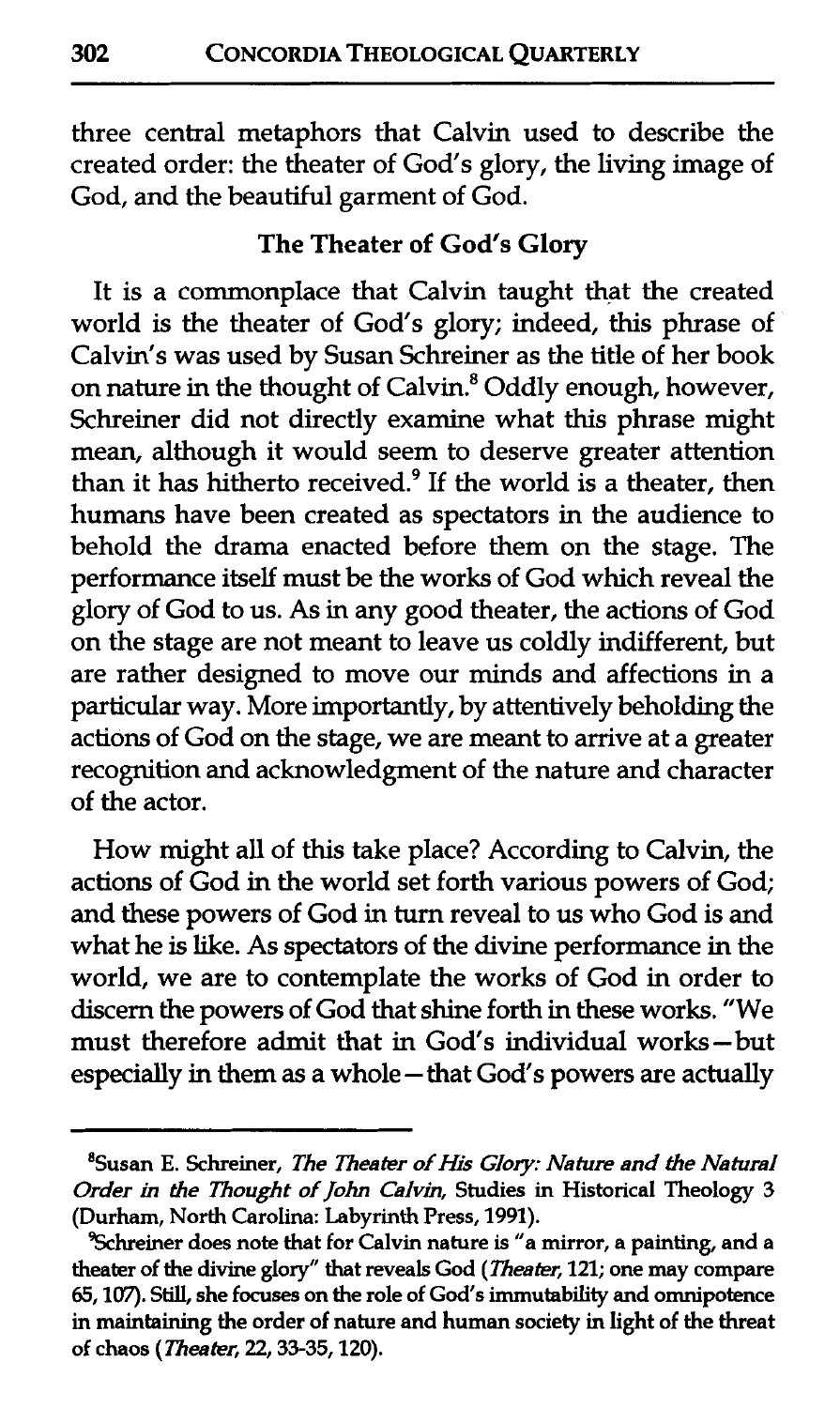three central metaphors that Calvin used to describe the created order: the theater of God's glory, the living image of God, and the beautiful garment of God.

## The Theater of God's Glory

It is a commonplace that Calvin taught that the created world is the theater of God's glory; indeed, this phrase of Calvin's was used by Susan Schreiner as the title of her book on nature in the thought of Calvin.[8] Oddly enough, however, Schreiner did not directly examine what this phrase might mean, although it would seem to deserve greater attention than it has hitherto received.[9] If the world is a theater, then humans have been created as spectators in the audience to behold the drama enacted before them on the stage. The performance itself must be the works of God which reveal the glory of God to us. As in any good theater, the actions of God on the stage are not meant to leave us coldly indifferent, but are rather designed to move our minds and affections in a particular way. More importantly, by attentively beholding the actions of God on the stage, we are meant to arrive at a greater recognition and acknowledgment of the nature and character of the actor.

How might all of this take place? According to Calvin, the actions of God in the world set forth various powers of God; and these powers of God in turn reveal to us who God is and what he is like. As spectators of the divine performance in the world, we are to contemplate the works of God in order to discern the powers of God that shine forth in these works. "We must therefore admit that in God's individual works—but especially in them as a whole—that God's powers are actually

---

[8] Susan E. Schreiner, *The Theater of His Glory: Nature and the Natural Order in the Thought of John Calvin*, Studies in Historical Theology 3 (Durham, North Carolina: Labyrinth Press, 1991).

[9] Schreiner does note that for Calvin nature is "a mirror, a painting, and a theater of the divine glory" that reveals God (*Theater*, 121; one may compare 65, 107). Still, she focuses on the role of God's immutability and omnipotence in maintaining the order of nature and human society in light of the threat of chaos (*Theater*, 22, 33-35, 120).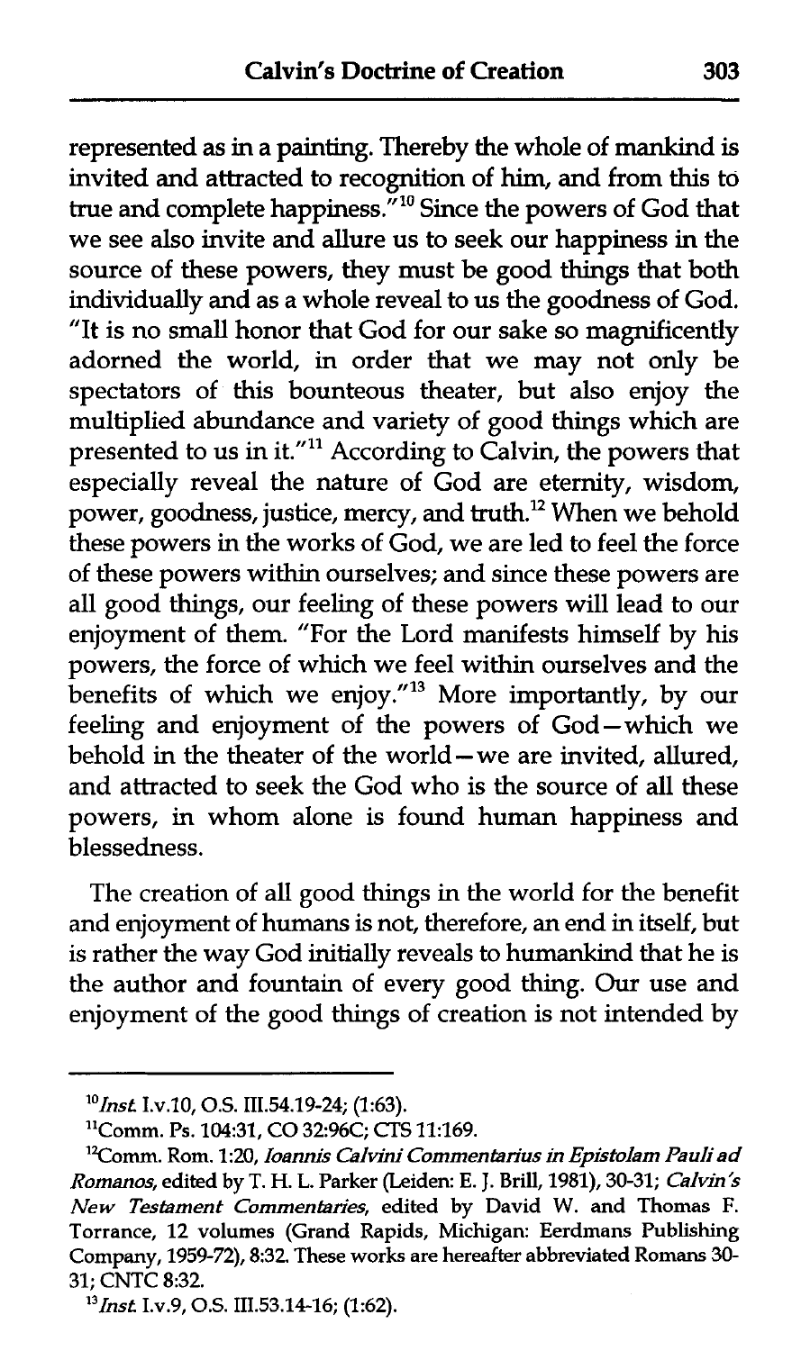represented as in a painting. Thereby the whole of mankind is invited and attracted to recognition of him, and from this to true and complete happiness."[10] Since the powers of God that we see also invite and allure us to seek our happiness in the source of these powers, they must be good things that both individually and as a whole reveal to us the goodness of God. "It is no small honor that God for our sake so magnificently adorned the world, in order that we may not only be spectators of this bounteous theater, but also enjoy the multiplied abundance and variety of good things which are presented to us in it."[11] According to Calvin, the powers that especially reveal the nature of God are eternity, wisdom, power, goodness, justice, mercy, and truth.[12] When we behold these powers in the works of God, we are led to feel the force of these powers within ourselves; and since these powers are all good things, our feeling of these powers will lead to our enjoyment of them. "For the Lord manifests himself by his powers, the force of which we feel within ourselves and the benefits of which we enjoy."[13] More importantly, by our feeling and enjoyment of the powers of God—which we behold in the theater of the world—we are invited, allured, and attracted to seek the God who is the source of all these powers, in whom alone is found human happiness and blessedness.

The creation of all good things in the world for the benefit and enjoyment of humans is not, therefore, an end in itself, but is rather the way God initially reveals to humankind that he is the author and fountain of every good thing. Our use and enjoyment of the good things of creation is not intended by

---

[10] *Inst.* I.v.10, O.S. III.54.19-24; (1:63).

[11] Comm. Ps. 104:31, CO 32:96C; CTS 11:169.

[12] Comm. Rom. 1:20, *Ioannis Calvini Commentarius in Epistolam Pauli ad Romanos*, edited by T. H. L. Parker (Leiden: E. J. Brill, 1981), 30-31; *Calvin's New Testament Commentaries*, edited by David W. and Thomas F. Torrance, 12 volumes (Grand Rapids, Michigan: Eerdmans Publishing Company, 1959-72), 8:32. These works are hereafter abbreviated Romans 30-31; CNTC 8:32.

[13] *Inst.* I.v.9, O.S. III.53.14-16; (1:62).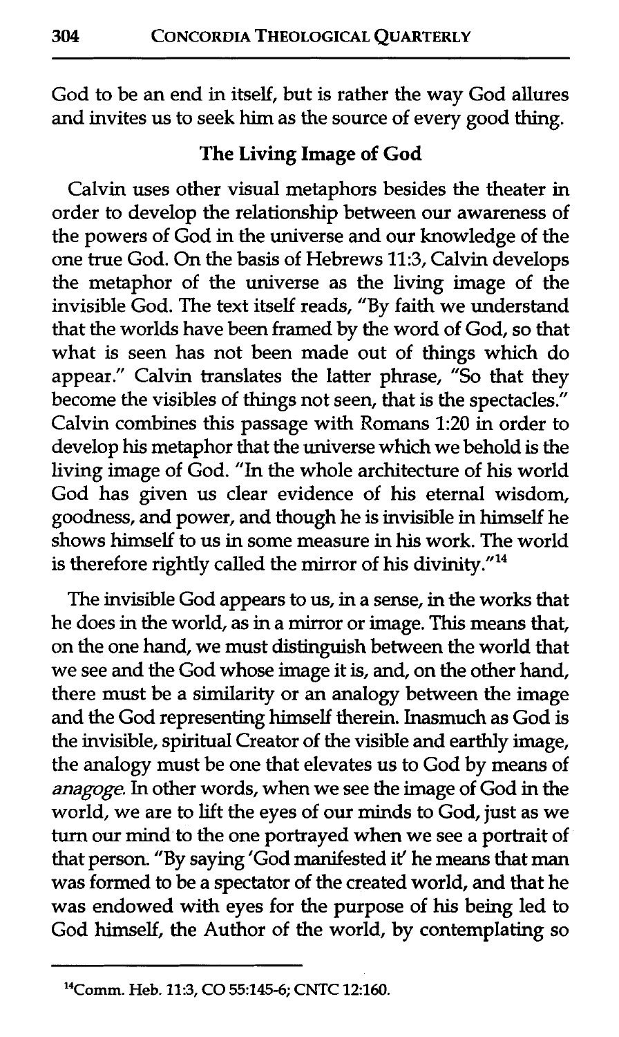God to be an end in itself, but is rather the way God allures and invites us to seek him as the source of every good thing.

## The Living Image of God

Calvin uses other visual metaphors besides the theater in order to develop the relationship between our awareness of the powers of God in the universe and our knowledge of the one true God. On the basis of Hebrews 11:3, Calvin develops the metaphor of the universe as the living image of the invisible God. The text itself reads, "By faith we understand that the worlds have been framed by the word of God, so that what is seen has not been made out of things which do appear." Calvin translates the latter phrase, "So that they become the visibles of things not seen, that is the spectacles." Calvin combines this passage with Romans 1:20 in order to develop his metaphor that the universe which we behold is the living image of God. "In the whole architecture of his world God has given us clear evidence of his eternal wisdom, goodness, and power, and though he is invisible in himself he shows himself to us in some measure in his work. The world is therefore rightly called the mirror of his divinity."[14]

The invisible God appears to us, in a sense, in the works that he does in the world, as in a mirror or image. This means that, on the one hand, we must distinguish between the world that we see and the God whose image it is, and, on the other hand, there must be a similarity or an analogy between the image and the God representing himself therein. Inasmuch as God is the invisible, spiritual Creator of the visible and earthly image, the analogy must be one that elevates us to God by means of *anagoge*. In other words, when we see the image of God in the world, we are to lift the eyes of our minds to God, just as we turn our mind to the one portrayed when we see a portrait of that person. "By saying 'God manifested it' he means that man was formed to be a spectator of the created world, and that he was endowed with eyes for the purpose of his being led to God himself, the Author of the world, by contemplating so

---

[14]Comm. Heb. 11:3, CO 55:145-6; CNTC 12:160.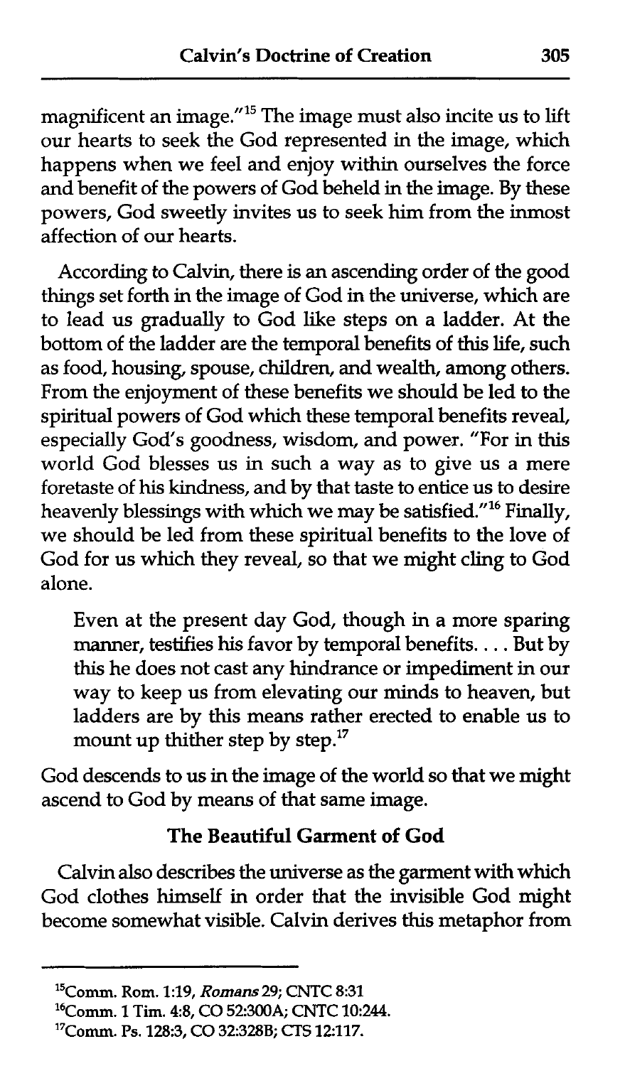magnificent an image."[15] The image must also incite us to lift our hearts to seek the God represented in the image, which happens when we feel and enjoy within ourselves the force and benefit of the powers of God beheld in the image. By these powers, God sweetly invites us to seek him from the inmost affection of our hearts.

According to Calvin, there is an ascending order of the good things set forth in the image of God in the universe, which are to lead us gradually to God like steps on a ladder. At the bottom of the ladder are the temporal benefits of this life, such as food, housing, spouse, children, and wealth, among others. From the enjoyment of these benefits we should be led to the spiritual powers of God which these temporal benefits reveal, especially God's goodness, wisdom, and power. "For in this world God blesses us in such a way as to give us a mere foretaste of his kindness, and by that taste to entice us to desire heavenly blessings with which we may be satisfied."[16] Finally, we should be led from these spiritual benefits to the love of God for us which they reveal, so that we might cling to God alone.

> Even at the present day God, though in a more sparing manner, testifies his favor by temporal benefits. . . . But by this he does not cast any hindrance or impediment in our way to keep us from elevating our minds to heaven, but ladders are by this means rather erected to enable us to mount up thither step by step.[17]

God descends to us in the image of the world so that we might ascend to God by means of that same image.

### The Beautiful Garment of God

Calvin also describes the universe as the garment with which God clothes himself in order that the invisible God might become somewhat visible. Calvin derives this metaphor from

---

[15] Comm. Rom. 1:19, *Romans* 29; CNTC 8:31

[16] Comm. 1 Tim. 4:8, CO 52:300A; CNTC 10:244.

[17] Comm. Ps. 128:3, CO 32:328B; CTS 12:117.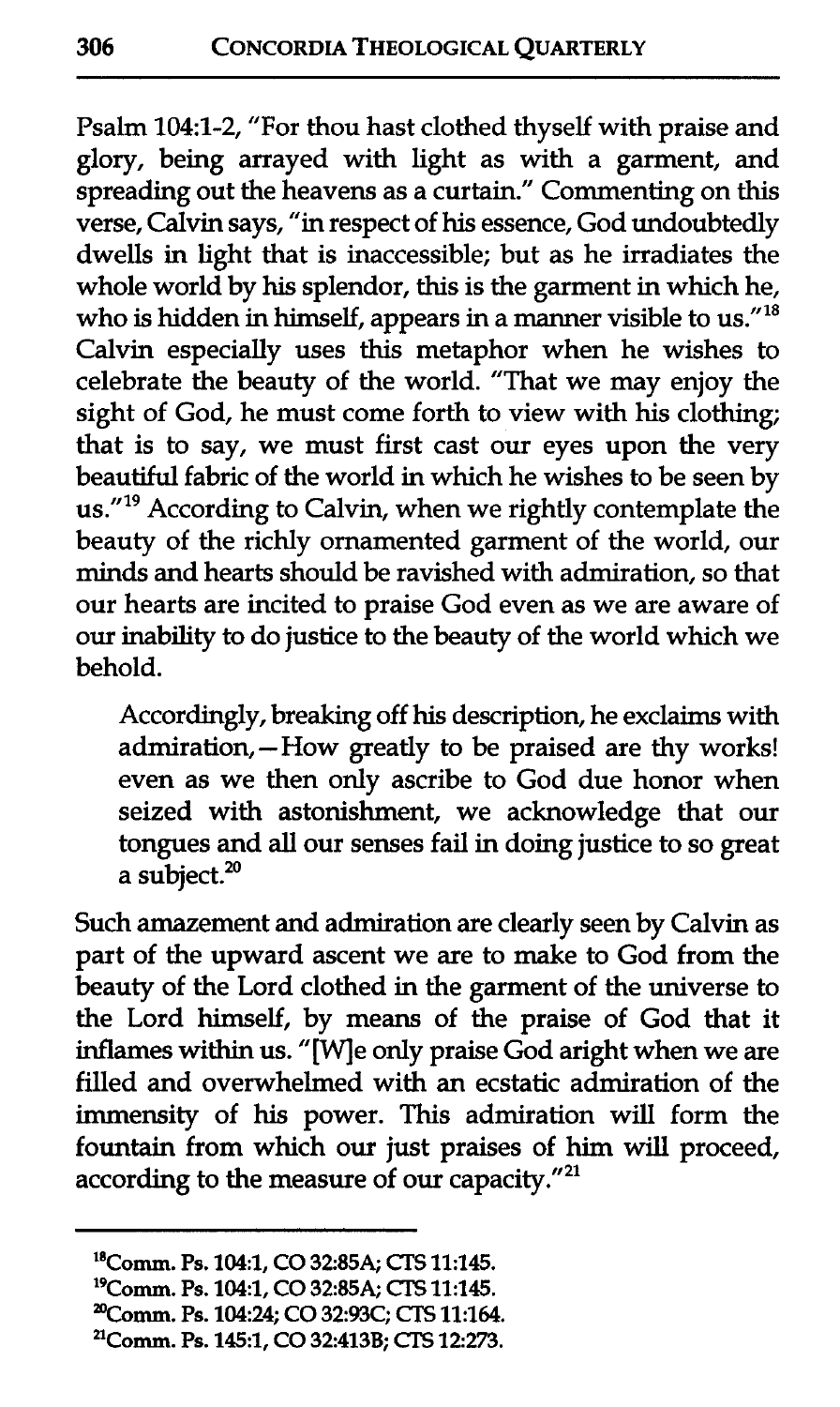Psalm 104:1-2, "For thou hast clothed thyself with praise and glory, being arrayed with light as with a garment, and spreading out the heavens as a curtain." Commenting on this verse, Calvin says, "in respect of his essence, God undoubtedly dwells in light that is inaccessible; but as he irradiates the whole world by his splendor, this is the garment in which he, who is hidden in himself, appears in a manner visible to us."[18] Calvin especially uses this metaphor when he wishes to celebrate the beauty of the world. "That we may enjoy the sight of God, he must come forth to view with his clothing; that is to say, we must first cast our eyes upon the very beautiful fabric of the world in which he wishes to be seen by us."[19] According to Calvin, when we rightly contemplate the beauty of the richly ornamented garment of the world, our minds and hearts should be ravished with admiration, so that our hearts are incited to praise God even as we are aware of our inability to do justice to the beauty of the world which we behold.

> Accordingly, breaking off his description, he exclaims with admiration,—How greatly to be praised are thy works! even as we then only ascribe to God due honor when seized with astonishment, we acknowledge that our tongues and all our senses fail in doing justice to so great a subject.[20]

Such amazement and admiration are clearly seen by Calvin as part of the upward ascent we are to make to God from the beauty of the Lord clothed in the garment of the universe to the Lord himself, by means of the praise of God that it inflames within us. "[W]e only praise God aright when we are filled and overwhelmed with an ecstatic admiration of the immensity of his power. This admiration will form the fountain from which our just praises of him will proceed, according to the measure of our capacity."[21]

---

[18] Comm. Ps. 104:1, CO 32:85A; CTS 11:145.

[19] Comm. Ps. 104:1, CO 32:85A; CTS 11:145.

[20] Comm. Ps. 104:24; CO 32:93C; CTS 11:164.

[21] Comm. Ps. 145:1, CO 32:413B; CTS 12:273.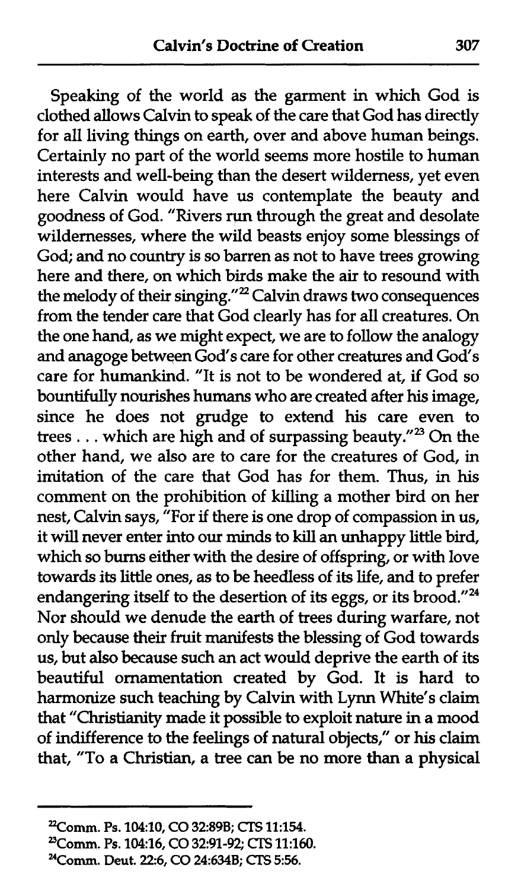Speaking of the world as the garment in which God is clothed allows Calvin to speak of the care that God has directly for all living things on earth, over and above human beings. Certainly no part of the world seems more hostile to human interests and well-being than the desert wilderness, yet even here Calvin would have us contemplate the beauty and goodness of God. "Rivers run through the great and desolate wildernesses, where the wild beasts enjoy some blessings of God; and no country is so barren as not to have trees growing here and there, on which birds make the air to resound with the melody of their singing."[22] Calvin draws two consequences from the tender care that God clearly has for all creatures. On the one hand, as we might expect, we are to follow the analogy and anagoge between God's care for other creatures and God's care for humankind. "It is not to be wondered at, if God so bountifully nourishes humans who are created after his image, since he does not grudge to extend his care even to trees . . . which are high and of surpassing beauty."[23] On the other hand, we also are to care for the creatures of God, in imitation of the care that God has for them. Thus, in his comment on the prohibition of killing a mother bird on her nest, Calvin says, "For if there is one drop of compassion in us, it will never enter into our minds to kill an unhappy little bird, which so burns either with the desire of offspring, or with love towards its little ones, as to be heedless of its life, and to prefer endangering itself to the desertion of its eggs, or its brood."[24] Nor should we denude the earth of trees during warfare, not only because their fruit manifests the blessing of God towards us, but also because such an act would deprive the earth of its beautiful ornamentation created by God. It is hard to harmonize such teaching by Calvin with Lynn White's claim that "Christianity made it possible to exploit nature in a mood of indifference to the feelings of natural objects," or his claim that, "To a Christian, a tree can be no more than a physical

---

[22]Comm. Ps. 104:10, CO 32:89B; CTS 11:154.

[23]Comm. Ps. 104:16, CO 32:91-92; CTS 11:160.

[24]Comm. Deut. 22:6, CO 24:634B; CTS 5:56.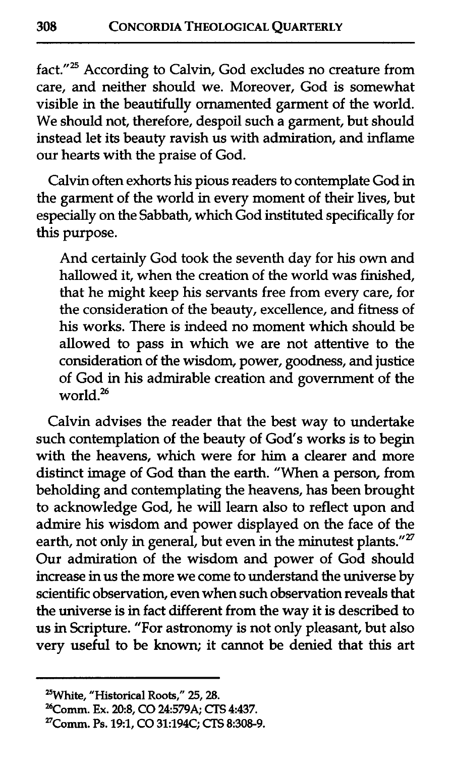fact."[25] According to Calvin, God excludes no creature from care, and neither should we. Moreover, God is somewhat visible in the beautifully ornamented garment of the world. We should not, therefore, despoil such a garment, but should instead let its beauty ravish us with admiration, and inflame our hearts with the praise of God.

Calvin often exhorts his pious readers to contemplate God in the garment of the world in every moment of their lives, but especially on the Sabbath, which God instituted specifically for this purpose.

> And certainly God took the seventh day for his own and hallowed it, when the creation of the world was finished, that he might keep his servants free from every care, for the consideration of the beauty, excellence, and fitness of his works. There is indeed no moment which should be allowed to pass in which we are not attentive to the consideration of the wisdom, power, goodness, and justice of God in his admirable creation and government of the world.[26]

Calvin advises the reader that the best way to undertake such contemplation of the beauty of God's works is to begin with the heavens, which were for him a clearer and more distinct image of God than the earth. "When a person, from beholding and contemplating the heavens, has been brought to acknowledge God, he will learn also to reflect upon and admire his wisdom and power displayed on the face of the earth, not only in general, but even in the minutest plants."[27] Our admiration of the wisdom and power of God should increase in us the more we come to understand the universe by scientific observation, even when such observation reveals that the universe is in fact different from the way it is described to us in Scripture. "For astronomy is not only pleasant, but also very useful to be known; it cannot be denied that this art

---

[25]White, "Historical Roots," 25, 28.

[26]Comm. Ex. 20:8, CO 24:579A; CTS 4:437.

[27]Comm. Ps. 19:1, CO 31:194C; CTS 8:308-9.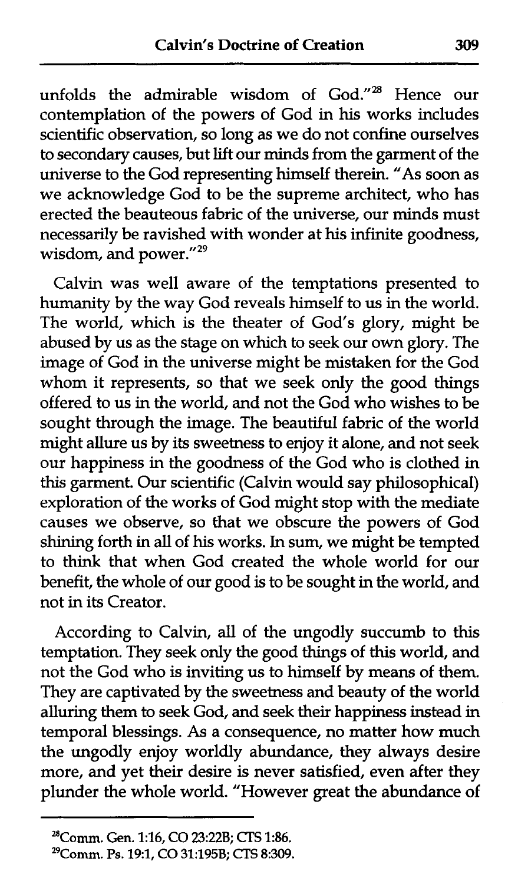unfolds the admirable wisdom of God."[28] Hence our contemplation of the powers of God in his works includes scientific observation, so long as we do not confine ourselves to secondary causes, but lift our minds from the garment of the universe to the God representing himself therein. "As soon as we acknowledge God to be the supreme architect, who has erected the beauteous fabric of the universe, our minds must necessarily be ravished with wonder at his infinite goodness, wisdom, and power."[29]

Calvin was well aware of the temptations presented to humanity by the way God reveals himself to us in the world. The world, which is the theater of God's glory, might be abused by us as the stage on which to seek our own glory. The image of God in the universe might be mistaken for the God whom it represents, so that we seek only the good things offered to us in the world, and not the God who wishes to be sought through the image. The beautiful fabric of the world might allure us by its sweetness to enjoy it alone, and not seek our happiness in the goodness of the God who is clothed in this garment. Our scientific (Calvin would say philosophical) exploration of the works of God might stop with the mediate causes we observe, so that we obscure the powers of God shining forth in all of his works. In sum, we might be tempted to think that when God created the whole world for our benefit, the whole of our good is to be sought in the world, and not in its Creator.

According to Calvin, all of the ungodly succumb to this temptation. They seek only the good things of this world, and not the God who is inviting us to himself by means of them. They are captivated by the sweetness and beauty of the world alluring them to seek God, and seek their happiness instead in temporal blessings. As a consequence, no matter how much the ungodly enjoy worldly abundance, they always desire more, and yet their desire is never satisfied, even after they plunder the whole world. "However great the abundance of

---

[28] Comm. Gen. 1:16, CO 23:22B; CTS 1:86.

[29] Comm. Ps. 19:1, CO 31:195B; CTS 8:309.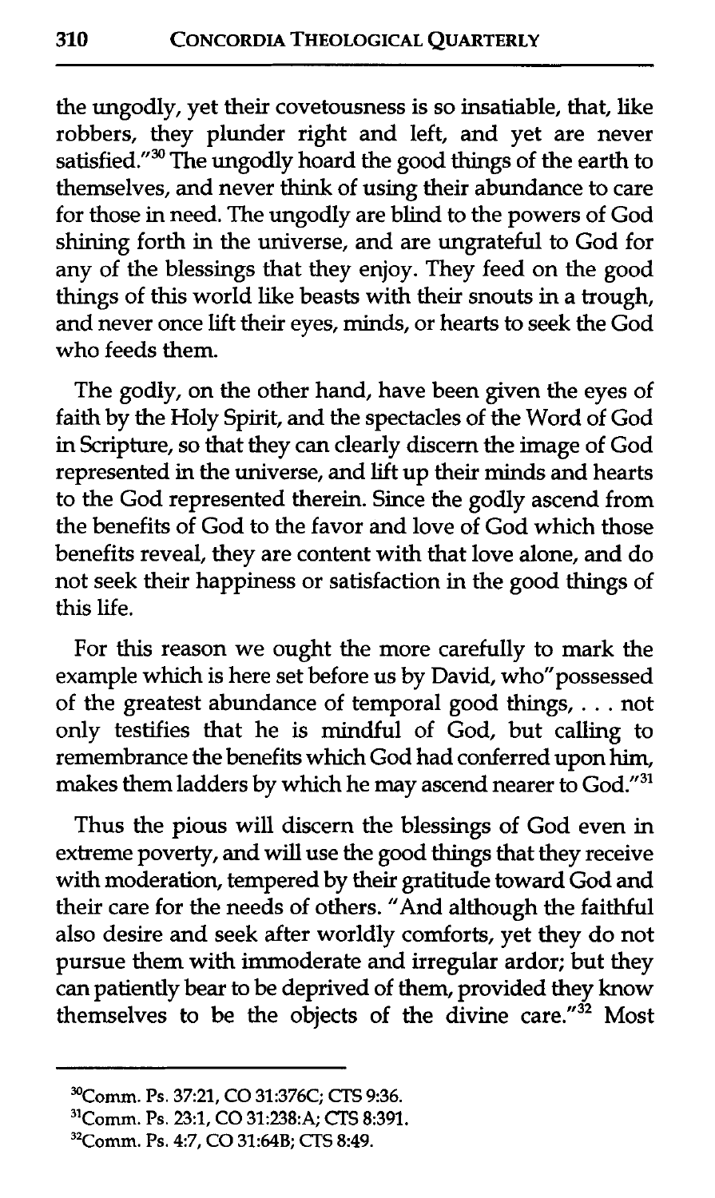the ungodly, yet their covetousness is so insatiable, that, like robbers, they plunder right and left, and yet are never satisfied."[30] The ungodly hoard the good things of the earth to themselves, and never think of using their abundance to care for those in need. The ungodly are blind to the powers of God shining forth in the universe, and are ungrateful to God for any of the blessings that they enjoy. They feed on the good things of this world like beasts with their snouts in a trough, and never once lift their eyes, minds, or hearts to seek the God who feeds them.

The godly, on the other hand, have been given the eyes of faith by the Holy Spirit, and the spectacles of the Word of God in Scripture, so that they can clearly discern the image of God represented in the universe, and lift up their minds and hearts to the God represented therein. Since the godly ascend from the benefits of God to the favor and love of God which those benefits reveal, they are content with that love alone, and do not seek their happiness or satisfaction in the good things of this life.

For this reason we ought the more carefully to mark the example which is here set before us by David, who"possessed of the greatest abundance of temporal good things, . . . not only testifies that he is mindful of God, but calling to remembrance the benefits which God had conferred upon him, makes them ladders by which he may ascend nearer to God."[31]

Thus the pious will discern the blessings of God even in extreme poverty, and will use the good things that they receive with moderation, tempered by their gratitude toward God and their care for the needs of others. "And although the faithful also desire and seek after worldly comforts, yet they do not pursue them with immoderate and irregular ardor; but they can patiently bear to be deprived of them, provided they know themselves to be the objects of the divine care."[32] Most

---

[30]Comm. Ps. 37:21, CO 31:376C; CTS 9:36.

[31]Comm. Ps. 23:1, CO 31:238:A; CTS 8:391.

[32]Comm. Ps. 4:7, CO 31:64B; CTS 8:49.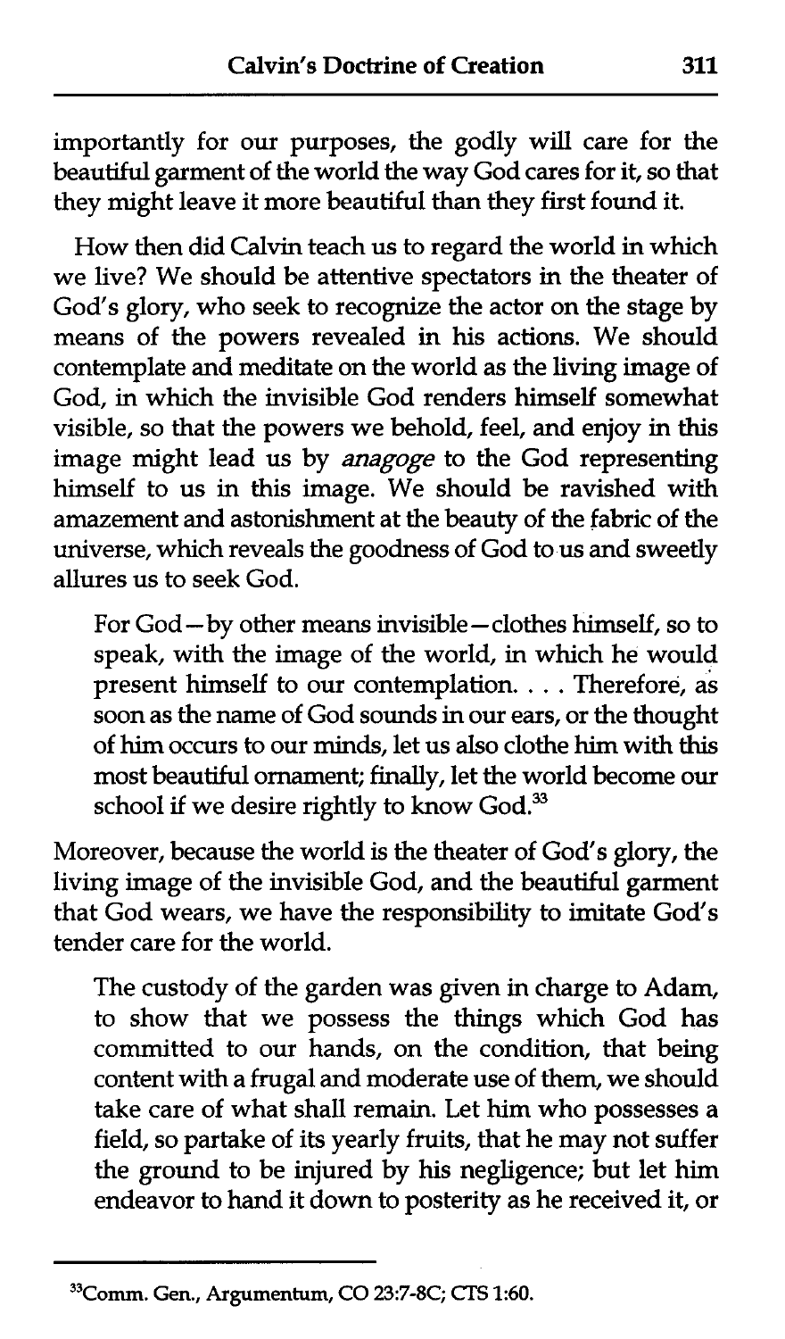importantly for our purposes, the godly will care for the beautiful garment of the world the way God cares for it, so that they might leave it more beautiful than they first found it.

How then did Calvin teach us to regard the world in which we live? We should be attentive spectators in the theater of God's glory, who seek to recognize the actor on the stage by means of the powers revealed in his actions. We should contemplate and meditate on the world as the living image of God, in which the invisible God renders himself somewhat visible, so that the powers we behold, feel, and enjoy in this image might lead us by *anagoge* to the God representing himself to us in this image. We should be ravished with amazement and astonishment at the beauty of the fabric of the universe, which reveals the goodness of God to us and sweetly allures us to seek God.

> For God—by other means invisible—clothes himself, so to speak, with the image of the world, in which he would present himself to our contemplation. . . . Therefore, as soon as the name of God sounds in our ears, or the thought of him occurs to our minds, let us also clothe him with this most beautiful ornament; finally, let the world become our school if we desire rightly to know God.[33]

Moreover, because the world is the theater of God's glory, the living image of the invisible God, and the beautiful garment that God wears, we have the responsibility to imitate God's tender care for the world.

> The custody of the garden was given in charge to Adam, to show that we possess the things which God has committed to our hands, on the condition, that being content with a frugal and moderate use of them, we should take care of what shall remain. Let him who possesses a field, so partake of its yearly fruits, that he may not suffer the ground to be injured by his negligence; but let him endeavor to hand it down to posterity as he received it, or

---

[33] Comm. Gen., Argumentum, CO 23:7-8C; CTS 1:60.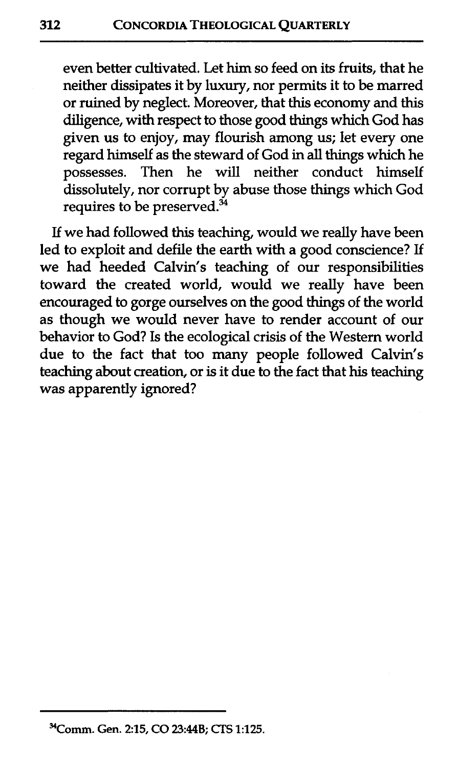> even better cultivated. Let him so feed on its fruits, that he neither dissipates it by luxury, nor permits it to be marred or ruined by neglect. Moreover, that this economy and this diligence, with respect to those good things which God has given us to enjoy, may flourish among us; let every one regard himself as the steward of God in all things which he possesses. Then he will neither conduct himself dissolutely, nor corrupt by abuse those things which God requires to be preserved.[34]

If we had followed this teaching, would we really have been led to exploit and defile the earth with a good conscience? If we had heeded Calvin's teaching of our responsibilities toward the created world, would we really have been encouraged to gorge ourselves on the good things of the world as though we would never have to render account of our behavior to God? Is the ecological crisis of the Western world due to the fact that too many people followed Calvin's teaching about creation, or is it due to the fact that his teaching was apparently ignored?

---

[34]Comm. Gen. 2:15, CO 23:44B; CTS 1:125.